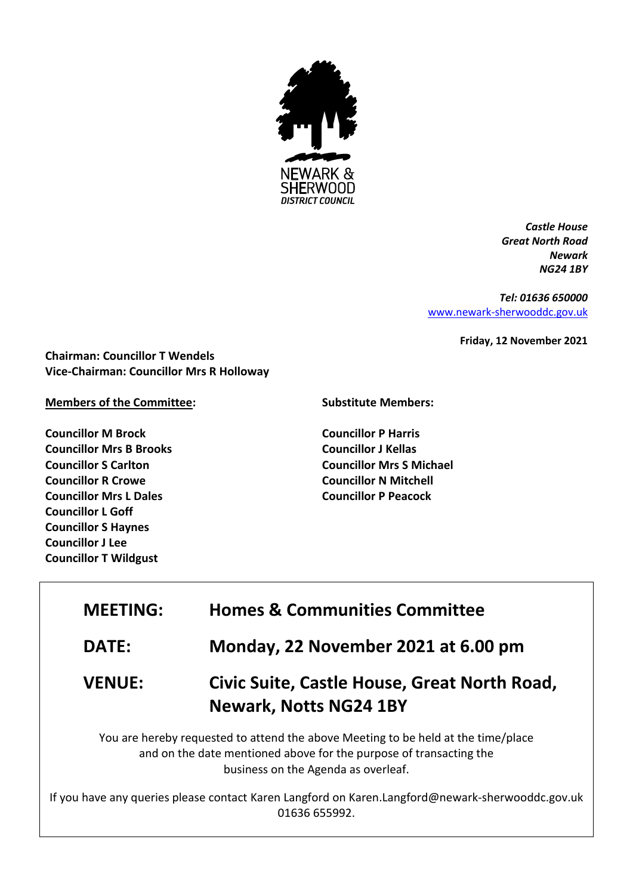NEWARK & SHERWOOD DISTRICT COUNCIL

*Castle House*
*Great North Road*
*Newark*
*NG24 1BY*

*Tel: 01636 650000*
www.newark-sherwooddc.gov.uk

**Friday, 12 November 2021**

**Chairman: Councillor T Wendels**
**Vice-Chairman: Councillor Mrs R Holloway**

**Members of the Committee:**

**Councillor M Brock**
**Councillor Mrs B Brooks**
**Councillor S Carlton**
**Councillor R Crowe**
**Councillor Mrs L Dales**
**Councillor L Goff**
**Councillor S Haynes**
**Councillor J Lee**
**Councillor T Wildgust**

**Substitute Members:**

**Councillor P Harris**
**Councillor J Kellas**
**Councillor Mrs S Michael**
**Councillor N Mitchell**
**Councillor P Peacock**

| | |
|---|---|
| **MEETING:** | **Homes & Communities Committee** |
| **DATE:** | **Monday, 22 November 2021 at 6.00 pm** |
| **VENUE:** | **Civic Suite, Castle House, Great North Road, Newark, Notts NG24 1BY** |

You are hereby requested to attend the above Meeting to be held at the time/place and on the date mentioned above for the purpose of transacting the business on the Agenda as overleaf.

If you have any queries please contact Karen Langford on Karen.Langford@newark-sherwooddc.gov.uk 01636 655992.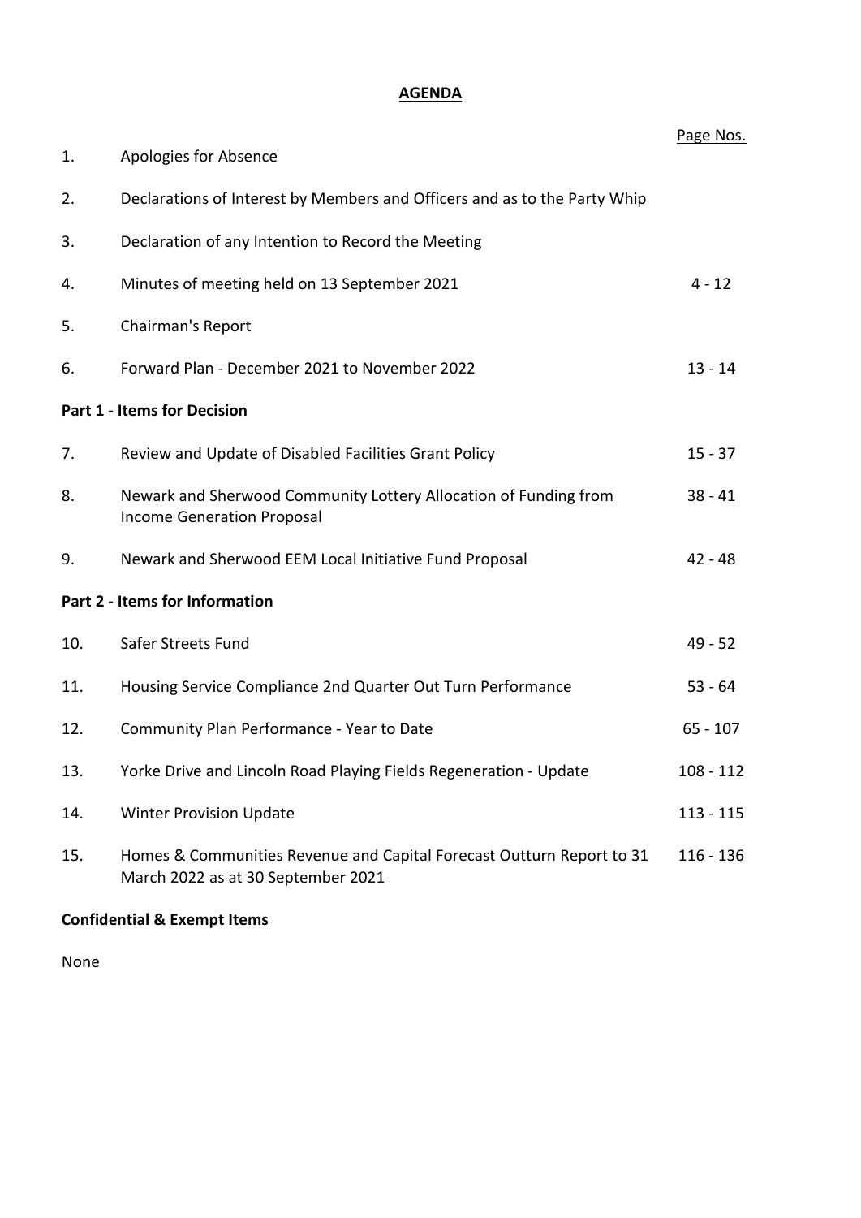# AGENDA

| | | Page Nos. |
|---|---|---|
| 1. | Apologies for Absence | |
| 2. | Declarations of Interest by Members and Officers and as to the Party Whip | |
| 3. | Declaration of any Intention to Record the Meeting | |
| 4. | Minutes of meeting held on 13 September 2021 | 4 - 12 |
| 5. | Chairman's Report | |
| 6. | Forward Plan - December 2021 to November 2022 | 13 - 14 |
| **Part 1 - Items for Decision** | | |
| 7. | Review and Update of Disabled Facilities Grant Policy | 15 - 37 |
| 8. | Newark and Sherwood Community Lottery Allocation of Funding from Income Generation Proposal | 38 - 41 |
| 9. | Newark and Sherwood EEM Local Initiative Fund Proposal | 42 - 48 |
| **Part 2 - Items for Information** | | |
| 10. | Safer Streets Fund | 49 - 52 |
| 11. | Housing Service Compliance 2nd Quarter Out Turn Performance | 53 - 64 |
| 12. | Community Plan Performance - Year to Date | 65 - 107 |
| 13. | Yorke Drive and Lincoln Road Playing Fields Regeneration - Update | 108 - 112 |
| 14. | Winter Provision Update | 113 - 115 |
| 15. | Homes & Communities Revenue and Capital Forecast Outturn Report to 31 March 2022 as at 30 September 2021 | 116 - 136 |

**Confidential & Exempt Items**

None